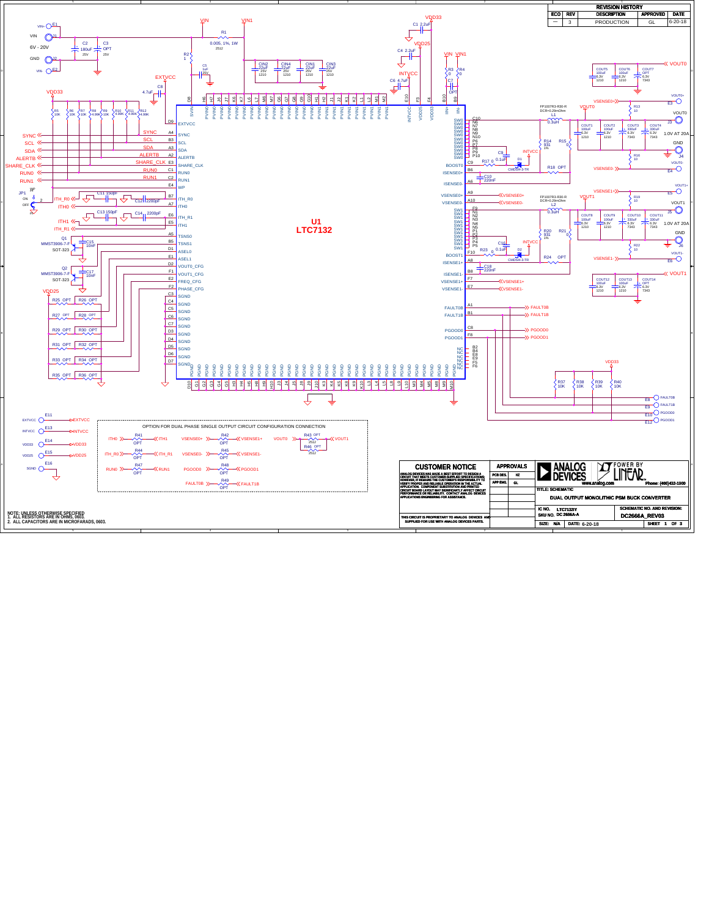| REVISION HISTORY | | | | |
|---|---|---|---|---|
| ECO | REV | DESCRIPTION | APPROVED | DATE |
| — | 3 | PRODUCTION | GL | 6-20-18 |

U1
LTC7132

VIN 6V - 20V

VOUT0 1.0V AT 20A

VOUT1 1.0V AT 20A

OPTION FOR DUAL PHASE SINGLE OUTPUT CIRCUIT CONFIGURATION CONNECTION

NOTE: UNLESS OTHERWISE SPECIFIED
1. ALL RESISTORS ARE IN OHMS, 0603.
2. ALL CAPACITORS ARE IN MICROFARADS, 0603.

## CUSTOMER NOTICE

ANALOG DEVICES HAS MADE A BEST EFFORT TO DESIGN A CIRCUIT THAT MEETS CUSTOMER-SUPPLIED SPECIFICATIONS; HOWEVER, IT REMAINS THE CUSTOMER'S RESPONSIBILITY TO VERIFY PROPER AND RELIABLE OPERATION IN THE ACTUAL APPLICATION. COMPONENT SUBSTITUTION AND PRINTED CIRCUIT BOARD LAYOUT MAY SIGNIFICANTLY AFFECT CIRCUIT PERFORMANCE OR RELIABILITY. CONTACT ANALOG DEVICES APPLICATIONS ENGINEERING FOR ASSISTANCE.

THIS CIRCUIT IS PROPRIETARY TO ANALOG DEVICES AND SUPPLIED FOR USE WITH ANALOG DEVICES PARTS.

| APPROVALS | |
|---|---|
| PCB DES. | HZ |
| APP ENG. | GL |

ANALOG DEVICES — POWER BY LINEAR
www.analog.com — Phone: (408)432-1900

TITLE: SCHEMATIC
DUAL OUTPUT MONOLITHIC PSM BUCK CONVERTER

IC NO. LTC7132IY
SKU NO. DC 2666A-A

SCHEMATIC NO. AND REVISION: DC2666A_REV03

SIZE: N/A DATE: 6-20-18 SHEET 1 OF 3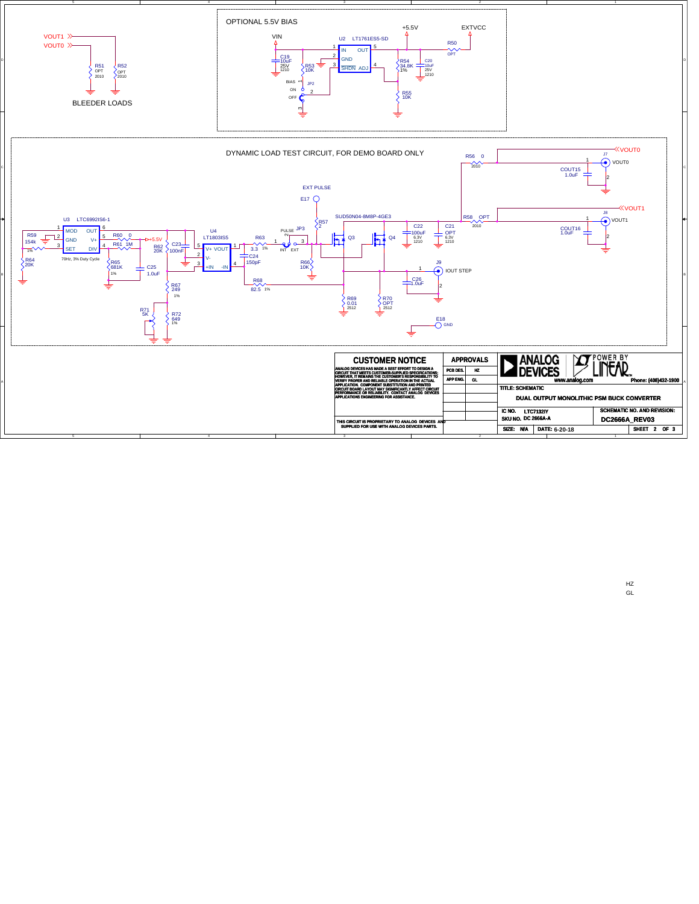## BLEEDER LOADS

VOUT1, VOUT0, R51 OPT 2010, R52 OPT 2010

## OPTIONAL 5.5V BIAS

VIN, +5.5V, EXTVCC

U2 LT1761ES5-SD (IN, OUT, GND, SHDN, ADJ)

C19 10uF 25V 1210, R53 10K, R50 OPT, R54 34.8K 1%, C20 10uF 25V 1210, R55 10K

JP2 BIAS: ON / OFF

## DYNAMIC LOAD TEST CIRCUIT, FOR DEMO BOARD ONLY

U3 LTC6992IS6-1 (MOD, OUT, GND, V+, SET, DIV) — 70Hz, 3% Duty Cycle

R59 154k 1%, R64 20K, R60 0, R61 1M, R62 20K, R65 681K 1%, C23 100nF, C25 1.0uF, +5.5V

U4 LT1803IS5 (V+, VOUT, V-, +IN, -IN)

R63 3.3 1%, C24 150pF, R67 249 1%, R71 5K, R72 649 1%, R68 82.5 1%

JP3 PULSE: INT / EXT; E17 EXT PULSE; R57 2; R66 10K

SUD50N04-8M8P-4GE3: Q3, Q4

C22 100uF 6.3V 1210, C21 OPT 6.3V 1210, R69 0.01 2512, R70 OPT 2512, C26 1.0uF

J9 IOUT STEP; E18 GND

R56 0 2010, R58 OPT 2010, J7 VOUT0, COUT15 1.0uF, J8 VOUT1, COUT16 1.0uF

## CUSTOMER NOTICE

ANALOG DEVICES HAS MADE A BEST EFFORT TO DESIGN A CIRCUIT THAT MEETS CUSTOMER-SUPPLIED SPECIFICATIONS; HOWEVER, IT REMAINS THE CUSTOMER'S RESPONSIBILITY TO VERIFY PROPER AND RELIABLE OPERATION IN THE ACTUAL APPLICATION. COMPONENT SUBSTITUTION AND PRINTED CIRCUIT BOARD LAYOUT MAY SIGNIFICANTLY AFFECT CIRCUIT PERFORMANCE OR RELIABILITY. CONTACT ANALOG DEVICES APPLICATIONS ENGINEERING FOR ASSISTANCE.

THIS CIRCUIT IS PROPRIETARY TO ANALOG DEVICES AND SUPPLIED FOR USE WITH ANALOG DEVICES PARTS.

| APPROVALS | |
|---|---|
| PCB DES. | HZ |
| APP ENG. | GL |

ANALOG DEVICES — POWER BY LINEAR — www.analog.com — Phone: (408)432-1900

TITLE: SCHEMATIC — DUAL OUTPUT MONOLITHIC PSM BUCK CONVERTER

IC NO. LTC7132IY — SKU NO. DC 2666A-A — SCHEMATIC NO. AND REVISION: DC2666A_REV03

SIZE: N/A — DATE: 6-20-18 — SHEET 2 OF 3

HZ
GL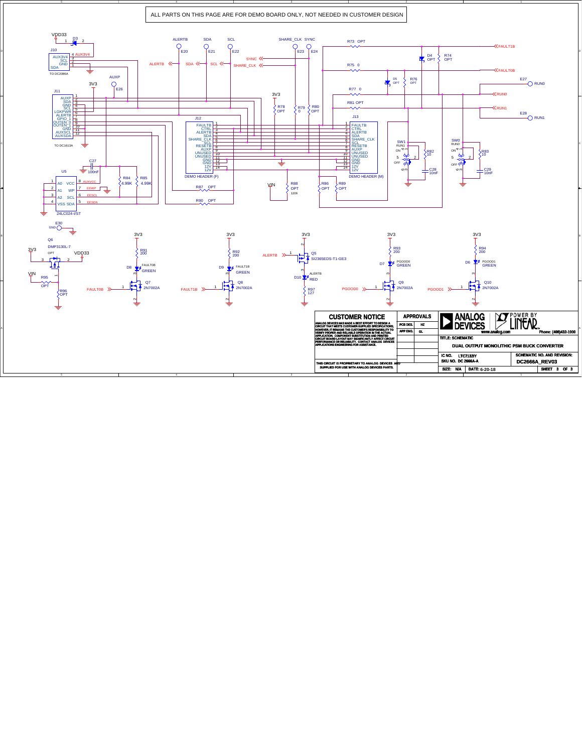ALL PARTS ON THIS PAGE ARE FOR DEMO BOARD ONLY, NOT NEEDED IN CUSTOMER DESIGN

VDD33
D3
J10
AUX3V4
SCL
GND
SDA
TO DC2086A

AUXP
E26
3V3

J11
AUXP
SDA
GND
SCL
LGKPWR
ALERTB
GPIO_1
OUTEN_0
OUTEN_1
GND
AUXSCL
AUXSDA
TO DC1613A

ALERTB SDA SCL
E20 E21 E22
ALERTB SDA SCL
SYNC
SHARE_CLK
SHARE_CLK SYNC
E23 E24

3V3
R78 OPT
R79 0
R80 OPT

J12
FAULTB
CTRL
ALERTB
SDA
SHARE_CLK
SCL
RESETB
AUXP
UNUSED
UNUSED
GND
GND
12V
12V
DEMO HEADER (F)

J13
FAULTB
CTRL
ALERTB
SDA
SHARE_CLK
SCL
RESETB
AUXP
UNUSED
UNUSED
GND
GND
12V
12V
DEMO HEADER (M)

R73 OPT
FAULT1B
D4 OPT
R74 OPT
R75 0
FAULT0B
D5 OPT
R76 OPT
E27
RUN0
R77 0
RUN0
R81 OPT
RUN1
E28
RUN1

SW1
RUN1
ON
OFF
R82 10
C28 10nF

SW0
RUN0
ON
OFF
R83 10
C29 10nF

C27 100nF
U5
A0 VCC
A1 WP
A2 SCL
VSS SDA
24LC024-I/ST
AUXVCC
EEWP
EESCL
EESDA
R84 4.99K
R85 4.99K
R87 OPT
R90 OPT
VIN
R88 OPT 1206
R86 OPT
R89 OPT

E30
GND

Q6
DMP3130L-7
3V3
OPT
VDD33
VIN
R95 OPT
R96 OPT

3V3
R91 200
D8 FAULT0B GREEN
FAULT0B
Q7 2N7002A

3V3
R92 200
D9 FAULT1B GREEN
FAULT1B
Q8 2N7002A

3V3
ALERTB
Q5 SI2365EDS-T1-GE3
D10 ALERTB RED
R97 127

3V3
R93 200
D7 PGOOD0 GREEN
PGOOD0
Q9 2N7002A

3V3
R94 200
D6 PGOOD1 GREEN
PGOOD1
Q10 2N7002A

**CUSTOMER NOTICE**

ANALOG DEVICES HAS MADE A BEST EFFORT TO DESIGN A CIRCUIT THAT MEETS CUSTOMER-SUPPLIED SPECIFICATIONS; HOWEVER, IT REMAINS THE CUSTOMER'S RESPONSIBILITY TO VERIFY PROPER AND RELIABLE OPERATION IN THE ACTUAL APPLICATION. COMPONENT SUBSTITUTION AND PRINTED CIRCUIT BOARD LAYOUT MAY SIGNIFICANTLY AFFECT CIRCUIT PERFORMANCE OR RELIABILITY. CONTACT ANALOG DEVICES APPLICATIONS ENGINEERING FOR ASSISTANCE.

THIS CIRCUIT IS PROPRIETARY TO ANALOG DEVICES AND SUPPLIED FOR USE WITH ANALOG DEVICES PARTS.

| APPROVALS | |
|---|---|
| PCB DES. | HZ |
| APP ENG. | GL |

ANALOG DEVICES — POWER BY LINEAR
www.analog.com Phone: (408)432-1900

TITLE: SCHEMATIC
DUAL OUTPUT MONOLITHIC PSM BUCK CONVERTER

IC NO. LTC7132IY
SKU NO. DC 2666A-A
SCHEMATIC NO. AND REVISION: DC2666A_REV03
SIZE: N/A DATE: 6-20-18
SHEET 3 OF 3